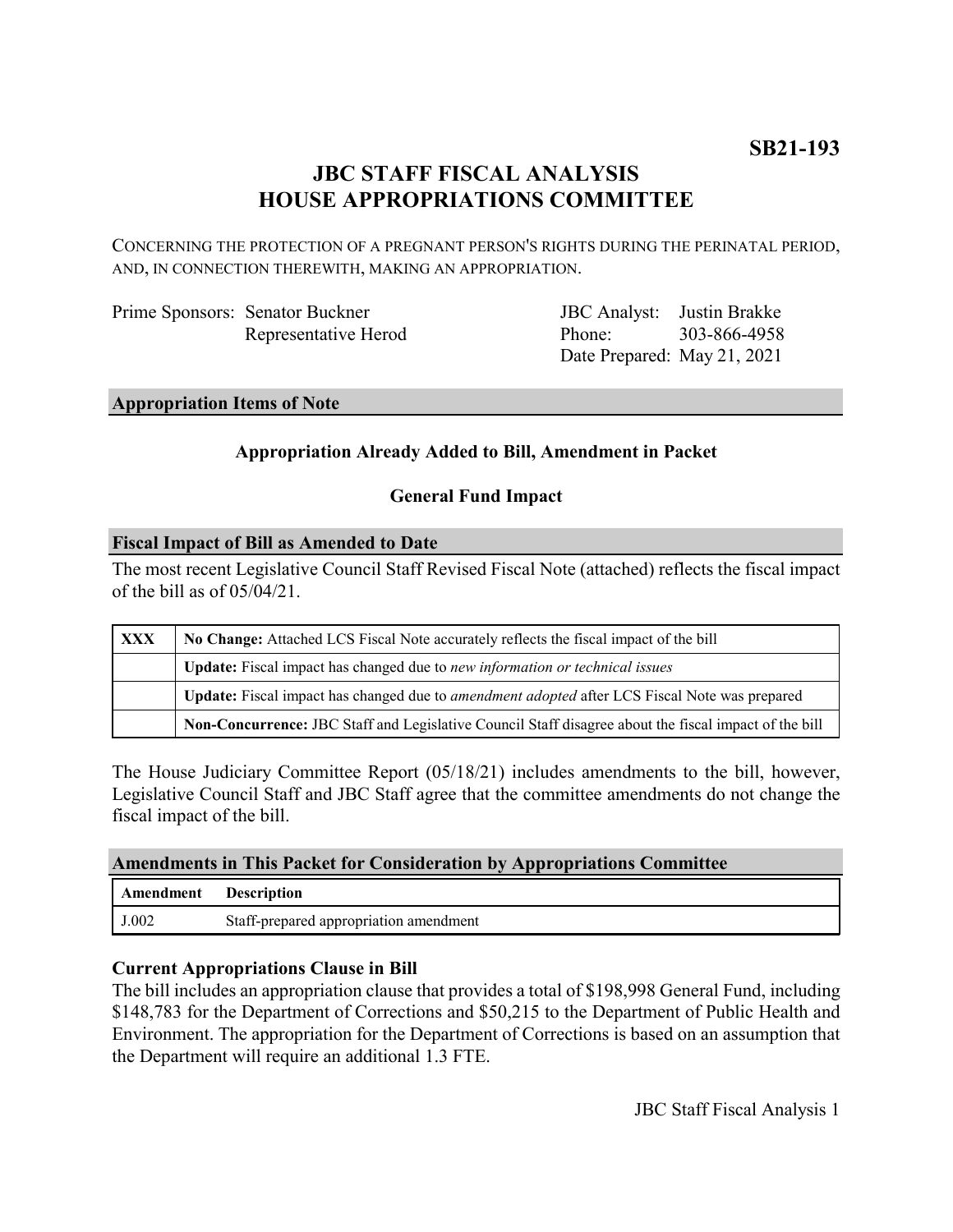**SB21-193**

# JBC STAFF FISCAL ANALYSIS
# HOUSE APPROPRIATIONS COMMITTEE

CONCERNING THE PROTECTION OF A PREGNANT PERSON'S RIGHTS DURING THE PERINATAL PERIOD, AND, IN CONNECTION THEREWITH, MAKING AN APPROPRIATION.

| | | | |
|---|---|---|---|
| Prime Sponsors: | Senator Buckner | JBC Analyst: | Justin Brakke |
| | Representative Herod | Phone: | 303-866-4958 |
| | | Date Prepared: | May 21, 2021 |

## Appropriation Items of Note

### Appropriation Already Added to Bill, Amendment in Packet

### General Fund Impact

## Fiscal Impact of Bill as Amended to Date

The most recent Legislative Council Staff Revised Fiscal Note (attached) reflects the fiscal impact of the bill as of 05/04/21.

| | |
|---|---|
| XXX | **No Change:** Attached LCS Fiscal Note accurately reflects the fiscal impact of the bill |
| | **Update:** Fiscal impact has changed due to *new information or technical issues* |
| | **Update:** Fiscal impact has changed due to *amendment adopted* after LCS Fiscal Note was prepared |
| | **Non-Concurrence:** JBC Staff and Legislative Council Staff disagree about the fiscal impact of the bill |

The House Judiciary Committee Report (05/18/21) includes amendments to the bill, however, Legislative Council Staff and JBC Staff agree that the committee amendments do not change the fiscal impact of the bill.

## Amendments in This Packet for Consideration by Appropriations Committee

| Amendment | Description |
|---|---|
| J.002 | Staff-prepared appropriation amendment |

### Current Appropriations Clause in Bill

The bill includes an appropriation clause that provides a total of $198,998 General Fund, including $148,783 for the Department of Corrections and $50,215 to the Department of Public Health and Environment. The appropriation for the Department of Corrections is based on an assumption that the Department will require an additional 1.3 FTE.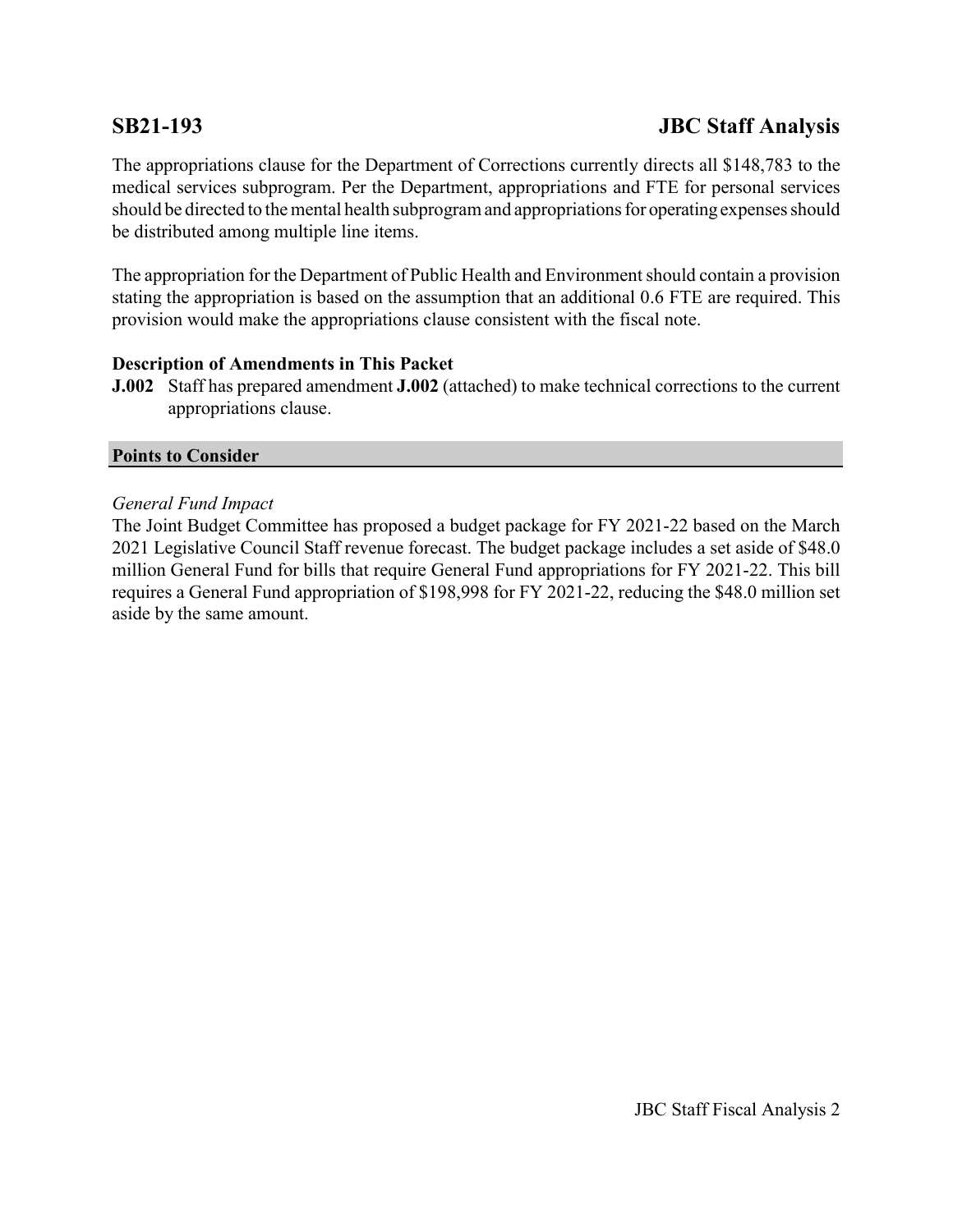The appropriations clause for the Department of Corrections currently directs all $148,783 to the medical services subprogram. Per the Department, appropriations and FTE for personal services should be directed to the mental health subprogram and appropriations for operating expenses should be distributed among multiple line items.

The appropriation for the Department of Public Health and Environment should contain a provision stating the appropriation is based on the assumption that an additional 0.6 FTE are required. This provision would make the appropriations clause consistent with the fiscal note.

### Description of Amendments in This Packet

**J.002** Staff has prepared amendment **J.002** (attached) to make technical corrections to the current appropriations clause.

### Points to Consider

*General Fund Impact*

The Joint Budget Committee has proposed a budget package for FY 2021-22 based on the March 2021 Legislative Council Staff revenue forecast. The budget package includes a set aside of $48.0 million General Fund for bills that require General Fund appropriations for FY 2021-22. This bill requires a General Fund appropriation of $198,998 for FY 2021-22, reducing the $48.0 million set aside by the same amount.